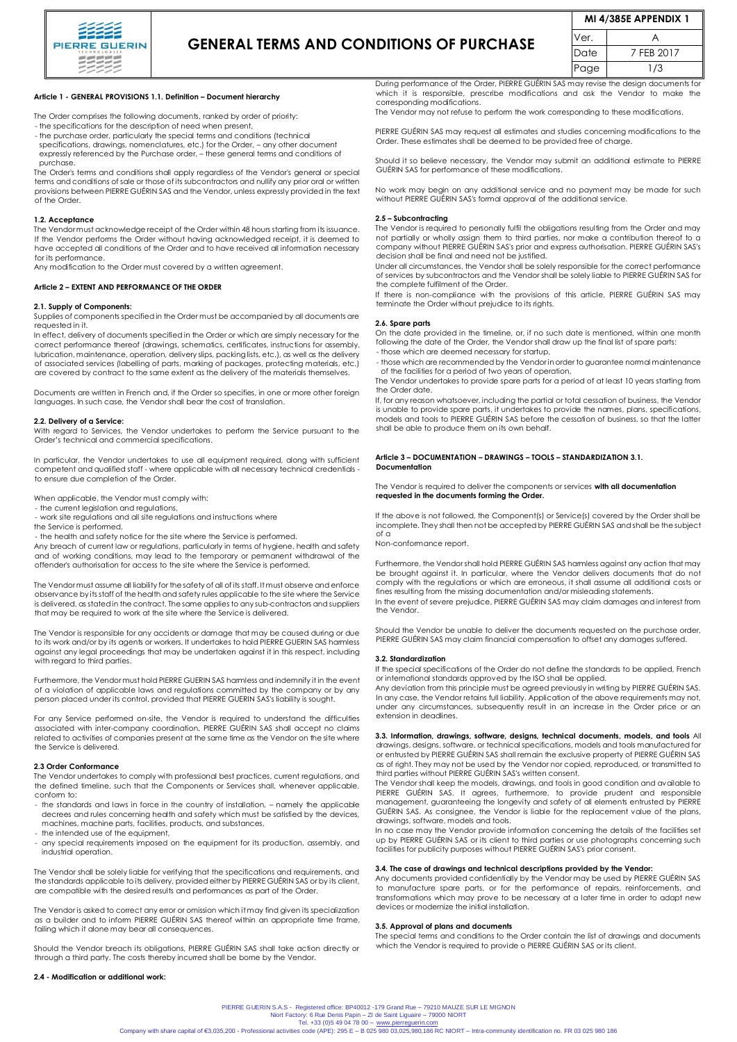# GENERAL TERMS AND CONDITIONS OF PURCHASE

| MI 4/385E APPENDIX 1 | |
|---|---|
| Ver. | A |
| Date | 7 FEB 2017 |

### Article 1 - GENERAL PROVISIONS 1.1. Definition – Document hierarchy

The Order comprises the following documents, ranked by order of priority:

- the specifications for the description of need when present,
- the purchase order, particularly the special terms and conditions (technical specifications, drawings, nomenclatures, etc.) for the Order, – any other document expressly referenced by the Purchase order, – these general terms and conditions of purchase.

The Order's terms and conditions shall apply regardless of the Vendor's general or special terms and conditions of sale or those of its subcontractors and nullify any prior oral or written provisions between PIERRE GUÉRIN SAS and the Vendor, unless expressly provided in the text of the Order.

#### 1.2. Acceptance

The Vendor must acknowledge receipt of the Order within 48 hours starting from its issuance. If the Vendor performs the Order without having acknowledged receipt, it is deemed to have accepted all conditions of the Order and to have received all information necessary for its performance.

Any modification to the Order must covered by a written agreement.

### Article 2 – EXTENT AND PERFORMANCE OF THE ORDER

#### 2.1. Supply of Components:

Supplies of components specified in the Order must be accompanied by all documents are requested in it.

In effect, delivery of documents specified in the Order or which are simply necessary for the correct performance thereof (drawings, schematics, certificates, instructions for assembly, lubrication, maintenance, operation, delivery slips, packing lists, etc.), as well as the delivery of associated services (labelling of parts, marking of packages, protecting materials, etc.) are covered by contract to the same extent as the delivery of the materials themselves.

Documents are written in French and, if the Order so specifies, in one or more other foreign languages. In such case, the Vendor shall bear the cost of translation.

#### 2.2. Delivery of a Service:

With regard to Services, the Vendor undertakes to perform the Service pursuant to the Order's technical and commercial specifications.

In particular, the Vendor undertakes to use all equipment required, along with sufficient competent and qualified staff - where applicable with all necessary technical credentials - to ensure due completion of the Order.

When applicable, the Vendor must comply with:

- the current legislation and regulations,
- work site regulations and all site regulations and instructions where the Service is performed,
- the health and safety notice for the site where the Service is performed.

Any breach of current law or regulations, particularly in terms of hygiene, health and safety and of working conditions, may lead to the temporary or permanent withdrawal of the offender's authorisation for access to the site where the Service is performed.

The Vendor must assume all liability for the safety of all of its staff. It must observe and enforce observance by its staff of the health and safety rules applicable to the site where the Service is delivered, as stated in the contract. The same applies to any sub-contractors and suppliers that may be required to work at the site where the Service is delivered.

The Vendor is responsible for any accidents or damage that may be caused during or due to its work and/or by its agents or workers. It undertakes to hold PIERRE GUERIN SAS harmless against any legal proceedings that may be undertaken against it in this respect, including with regard to third parties.

Furthermore, the Vendor must hold PIERRE GUERIN SAS harmless and indemnify it in the event of a violation of applicable laws and regulations committed by the company or by any person placed under its control, provided that PIERRE GUERIN SAS's liability is sought.

For any Service performed on-site, the Vendor is required to understand the difficulties associated with inter-company coordination. PIERRE GUÉRIN SAS shall accept no claims related to activities of companies present at the same time as the Vendor on the site where the Service is delivered.

#### 2.3 Order Conformance

The Vendor undertakes to comply with professional best practices, current regulations, and the defined timeline, such that the Components or Services shall, whenever applicable, conform to:

- the standards and laws in force in the country of installation, – namely the applicable decrees and rules concerning health and safety which must be satisfied by the devices, machines, machine parts, facilities, products, and substances,
- the intended use of the equipment,
- any special requirements imposed on the equipment for its production, assembly, and industrial operation.

The Vendor shall be solely liable for verifying that the specifications and requirements, and the standards applicable to its delivery, provided either by PIERRE GUÉRIN SAS or by its client, are compatible with the desired results and performances as part of the Order.

The Vendor is asked to correct any error or omission which it may find given its specialization as a builder and to inform PIERRE GUÉRIN SAS thereof within an appropriate time frame, failing which it alone may bear all consequences.

Should the Vendor breach its obligations, PIERRE GUÉRIN SAS shall take action directly or through a third party. The costs thereby incurred shall be borne by the Vendor.

#### 2.4 - Modification or additional work:

During performance of the Order, PIERRE GUÉRIN SAS may revise the design documents for which it is responsible, prescribe modifications and ask the Vendor to make the corresponding modifications.

The Vendor may not refuse to perform the work corresponding to these modifications.

PIERRE GUÉRIN SAS may request all estimates and studies concerning modifications to the Order. These estimates shall be deemed to be provided free of charge.

Should it so believe necessary, the Vendor may submit an additional estimate to PIERRE GUÉRIN SAS for performance of these modifications.

No work may begin on any additional service and no payment may be made for such without PIERRE GUÉRIN SAS's formal approval of the additional service.

#### 2.5 – Subcontracting

The Vendor is required to personally fulfil the obligations resulting from the Order and may not partially or wholly assign them to third parties, nor make a contribution thereof to a company without PIERRE GUÉRIN SAS's prior and express authorisation. PIERRE GUÉRIN SAS's decision shall be final and need not be justified.

Under all circumstances, the Vendor shall be solely responsible for the correct performance of services by subcontractors and the Vendor shall be solely liable to PIERRE GUÉRIN SAS for the complete fulfilment of the Order.

If there is non-compliance with the provisions of this article, PIERRE GUÉRIN SAS may terminate the Order without prejudice to its rights.

#### 2.6. Spare parts

On the date provided in the timeline, or, if no such date is mentioned, within one month following the date of the Order, the Vendor shall draw up the final list of spare parts:

- those which are deemed necessary for startup,
- those which are recommended by the Vendor in order to guarantee normal maintenance of the facilities for a period of two years of operation,

The Vendor undertakes to provide spare parts for a period of at least 10 years starting from the Order date.

If, for any reason whatsoever, including the partial or total cessation of business, the Vendor is unable to provide spare parts, it undertakes to provide the names, plans, specifications, models and tools to PIERRE GUÉRIN SAS before the cessation of business, so that the latter shall be able to produce them on its own behalf.

### Article 3 – DOCUMENTATION – DRAWINGS – TOOLS – STANDARDIZATION 3.1. Documentation

The Vendor is required to deliver the components or services **with all documentation requested in the documents forming the Order.**

If the above is not followed, the Component(s) or Service(s) covered by the Order shall be incomplete. They shall then not be accepted by PIERRE GUÉRIN SAS and shall be the subject of a Non-conformance report.

Furthermore, the Vendor shall hold PIERRE GUÉRIN SAS harmless against any action that may be brought against it. In particular, where the Vendor delivers documents that do not comply with the regulations or which are erroneous, it shall assume all additional costs or fines resulting from the missing documentation and/or misleading statements.

In the event of severe prejudice, PIERRE GUÉRIN SAS may claim damages and interest from the Vendor.

Should the Vendor be unable to deliver the documents requested on the purchase order, PIERRE GUÉRIN SAS may claim financial compensation to offset any damages suffered.

#### 3.2. Standardization

If the special specifications of the Order do not define the standards to be applied, French or international standards approved by the ISO shall be applied.

Any deviation from this principle must be agreed previously in writing by PIERRE GUÉRIN SAS. In any case, the Vendor retains full liability. Application of the above requirements may not, under any circumstances, subsequently result in an increase in the Order price or an extension in deadlines.

#### 3.3. Information, drawings, software, designs, technical documents, models, and tools

All drawings, designs, software, or technical specifications, models and tools manufactured for or entrusted by PIERRE GUÉRIN SAS shall remain the exclusive property of PIERRE GUÉRIN SAS as of right. They may not be used by the Vendor nor copied, reproduced, or transmitted to third parties without PIERRE GUÉRIN SAS's written consent.

The Vendor shall keep the models, drawings, and tools in good condition and available to PIERRE GUÉRIN SAS. It agrees, furthermore, to provide prudent and responsible management, guaranteeing the longevity and safety of all elements entrusted by PIERRE GUÉRIN SAS. As consignee, the Vendor is liable for the replacement value of the plans, drawings, software, models and tools.

In no case may the Vendor provide information concerning the details of the facilities set up by PIERRE GUÉRIN SAS or its client to third parties or use photographs concerning such facilities for publicity purposes without PIERRE GUÉRIN SAS's prior consent.

#### 3.4. The case of drawings and technical descriptions provided by the Vendor:

Any documents provided confidentially by the Vendor may be used by PIERRE GUÉRIN SAS to manufacture spare parts, or for the performance of repairs, reinforcements, and transformations which may prove to be necessary at a later time in order to adapt new devices or modernize the initial installation.

#### 3.5. Approval of plans and documents

The special terms and conditions to the Order contain the list of drawings and documents which the Vendor is required to provide o PIERRE GUÉRIN SAS or its client.

PIERRE GUERIN S.A.S - Registered office: BP40012 -179 Grand Rue – 79210 MAUZE SUR LE MIGNON
Niort Factory: 6 Rue Denis Papin – ZI de Saint Liguaire – 79000 NIORT
Tel. +33 (0)5 49 04 78 00 – www.pierreguerin.com
Company with share capital of €3,035,200 - Professional activities code (APE): 295 E – B 025 980 03,025,980,186 RC NIORT – Intra-community identification no. FR 03 025 980 186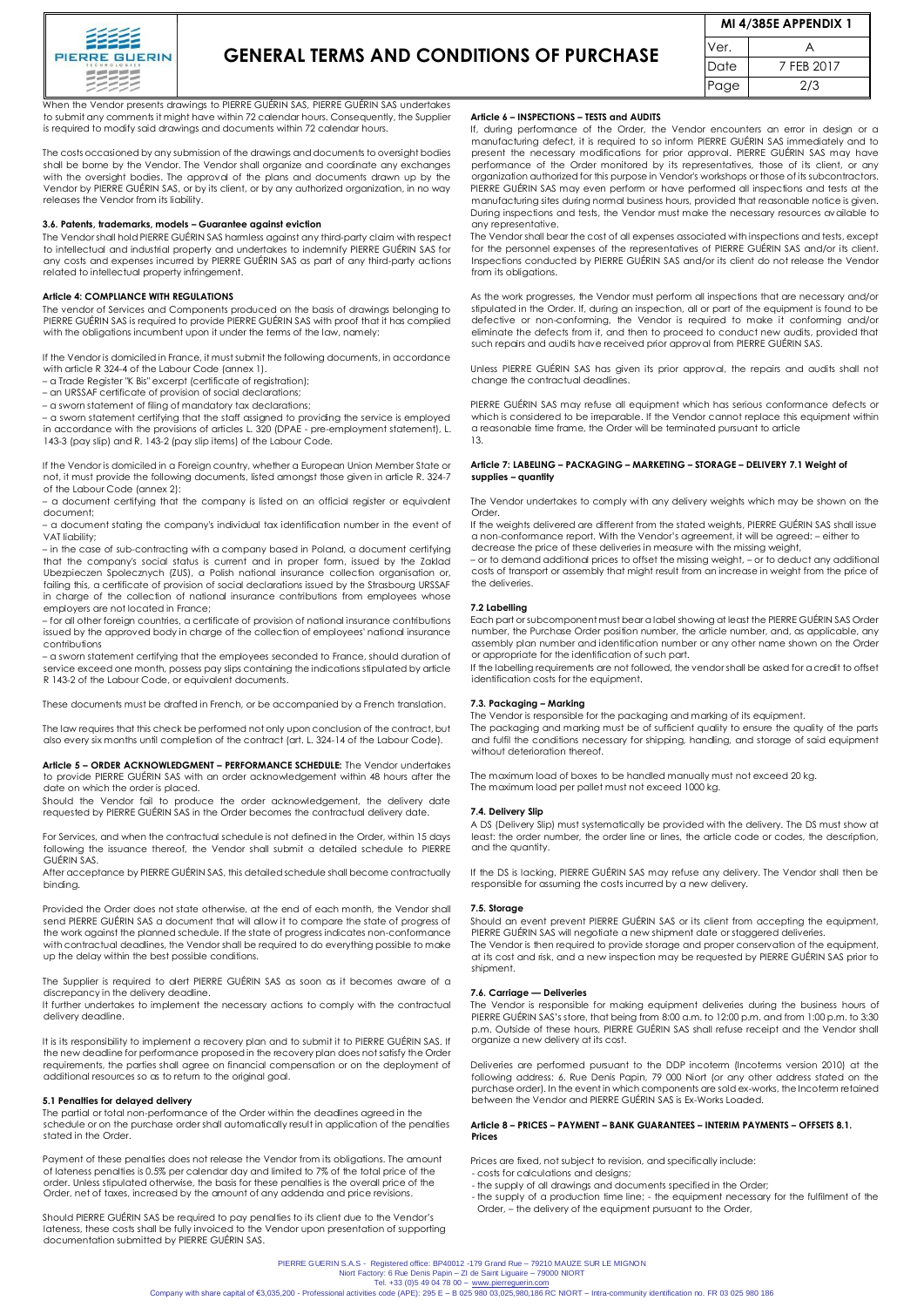When the Vendor presents drawings to PIERRE GUÉRIN SAS, PIERRE GUÉRIN SAS undertakes to submit any comments it might have within 72 calendar hours. Consequently, the Supplier is required to modify said drawings and documents within 72 calendar hours.

The costs occasioned by any submission of the drawings and documents to oversight bodies shall be borne by the Vendor. The Vendor shall organize and coordinate any exchanges with the oversight bodies. The approval of the plans and documents drawn up by the Vendor by PIERRE GUÉRIN SAS, or by its client, or by any authorized organization, in no way releases the Vendor from its liability.

### 3.6. Patents, trademarks, models – Guarantee against eviction

The Vendor shall hold PIERRE GUÉRIN SAS harmless against any third-party claim with respect to intellectual and industrial property and undertakes to indemnify PIERRE GUÉRIN SAS for any costs and expenses incurred by PIERRE GUÉRIN SAS as part of any third-party actions related to intellectual property infringement.

### Article 4: COMPLIANCE WITH REGULATIONS

The vendor of Services and Components produced on the basis of drawings belonging to PIERRE GUÉRIN SAS is required to provide PIERRE GUÉRIN SAS with proof that it has complied with the obligations incumbent upon it under the terms of the law, namely:

If the Vendor is domiciled in France, it must submit the following documents, in accordance with article R 324-4 of the Labour Code (annex 1).

– a Trade Register "K Bis" excerpt (certificate of registration);
– an URSSAF certificate of provision of social declarations;
– a sworn statement of filing of mandatory tax declarations;
– a sworn statement certifying that the staff assigned to providing the service is employed in accordance with the provisions of articles L. 320 (DPAE - pre-employment statement), L. 143-3 (pay slip) and R. 143-2 (pay slip items) of the Labour Code.

If the Vendor is domiciled in a Foreign country, whether a European Union Member State or not, it must provide the following documents, listed amongst those given in article R. 324-7 of the Labour Code (annex 2):

– a document certifying that the company is listed on an official register or equivalent document;
– a document stating the company's individual tax identification number in the event of VAT liability;
– in the case of sub-contracting with a company based in Poland, a document certifying that the company's social status is current and in proper form, issued by the Zaklad Ubezpieczen Spolecznych (ZUS), a Polish national insurance collection organisation or, failing this, a certificate of provision of social declarations issued by the Strasbourg URSSAF in charge of the collection of national insurance contributions from employees whose employers are not located in France;
– for all other foreign countries, a certificate of provision of national insurance contributions issued by the approved body in charge of the collection of employees' national insurance contributions
– a sworn statement certifying that the employees seconded to France, should duration of service exceed one month, possess pay slips containing the indications stipulated by article R 143-2 of the Labour Code, or equivalent documents.

These documents must be drafted in French, or be accompanied by a French translation.

The law requires that this check be performed not only upon conclusion of the contract, but also every six months until completion of the contract (art. L. 324-14 of the Labour Code).

**Article 5 – ORDER ACKNOWLEDGMENT – PERFORMANCE SCHEDULE:** The Vendor undertakes to provide PIERRE GUÉRIN SAS with an order acknowledgement within 48 hours after the date on which the order is placed.
Should the Vendor fail to produce the order acknowledgement, the delivery date requested by PIERRE GUÉRIN SAS in the Order becomes the contractual delivery date.

For Services, and when the contractual schedule is not defined in the Order, within 15 days following the issuance thereof, the Vendor shall submit a detailed schedule to PIERRE GUÉRIN SAS.
After acceptance by PIERRE GUÉRIN SAS, this detailed schedule shall become contractually binding.

Provided the Order does not state otherwise, at the end of each month, the Vendor shall send PIERRE GUÉRIN SAS a document that will allow it to compare the state of progress of the work against the planned schedule. If the state of progress indicates non-conformance with contractual deadlines, the Vendor shall be required to do everything possible to make up the delay within the best possible conditions.

The Supplier is required to alert PIERRE GUÉRIN SAS as soon as it becomes aware of a discrepancy in the delivery deadline.
It further undertakes to implement the necessary actions to comply with the contractual delivery deadline.

It is its responsibility to implement a recovery plan and to submit it to PIERRE GUÉRIN SAS. If the new deadline for performance proposed in the recovery plan does not satisfy the Order requirements, the parties shall agree on financial compensation or on the deployment of additional resources so as to return to the original goal.

### 5.1 Penalties for delayed delivery

The partial or total non-performance of the Order within the deadlines agreed in the schedule or on the purchase order shall automatically result in application of the penalties stated in the Order.

Payment of these penalties does not release the Vendor from its obligations. The amount of lateness penalties is 0.5% per calendar day and limited to 7% of the total price of the order. Unless stipulated otherwise, the basis for these penalties is the overall price of the Order, net of taxes, increased by the amount of any addenda and price revisions.

Should PIERRE GUÉRIN SAS be required to pay penalties to its client due to the Vendor's lateness, these costs shall be fully invoiced to the Vendor upon presentation of supporting documentation submitted by PIERRE GUÉRIN SAS.

### Article 6 – INSPECTIONS – TESTS and AUDITS

If, during performance of the Order, the Vendor encounters an error in design or a manufacturing defect, it is required to so inform PIERRE GUÉRIN SAS immediately and to present the necessary modifications for prior approval. PIERRE GUÉRIN SAS may have performance of the Order monitored by its representatives, those of its client, or any organization authorized for this purpose in Vendor's workshops or those of its subcontractors. PIERRE GUÉRIN SAS may even perform or have performed all inspections and tests at the manufacturing sites during normal business hours, provided that reasonable notice is given. During inspections and tests, the Vendor must make the necessary resources available to any representative.
The Vendor shall bear the cost of all expenses associated with inspections and tests, except for the personnel expenses of the representatives of PIERRE GUÉRIN SAS and/or its client. Inspections conducted by PIERRE GUÉRIN SAS and/or its client do not release the Vendor from its obligations.

As the work progresses, the Vendor must perform all inspections that are necessary and/or stipulated in the Order. If, during an inspection, all or part of the equipment is found to be defective or non-conforming, the Vendor is required to make it conforming and/or eliminate the defects from it, and then to proceed to conduct new audits, provided that such repairs and audits have received prior approval from PIERRE GUÉRIN SAS.

Unless PIERRE GUÉRIN SAS has given its prior approval, the repairs and audits shall not change the contractual deadlines.

PIERRE GUÉRIN SAS may refuse all equipment which has serious conformance defects or which is considered to be irreparable. If the Vendor cannot replace this equipment within a reasonable time frame, the Order will be terminated pursuant to article 13.

### Article 7: LABELING – PACKAGING – MARKETING – STORAGE – DELIVERY 7.1 Weight of supplies – quantity

The Vendor undertakes to comply with any delivery weights which may be shown on the Order.
If the weights delivered are different from the stated weights, PIERRE GUÉRIN SAS shall issue a non-conformance report. With the Vendor's agreement, it will be agreed: – either to decrease the price of these deliveries in measure with the missing weight,
– or to demand additional prices to offset the missing weight, – or to deduct any additional costs of transport or assembly that might result from an increase in weight from the price of the deliveries.

### 7.2 Labelling

Each part or subcomponent must bear a label showing at least the PIERRE GUÉRIN SAS Order number, the Purchase Order position number, the article number, and, as applicable, any assembly plan number and identification number or any other name shown on the Order or appropriate for the identification of such part.
If the labelling requirements are not followed, the vendor shall be asked for a credit to offset identification costs for the equipment.

### 7.3. Packaging – Marking

The Vendor is responsible for the packaging and marking of its equipment.
The packaging and marking must be of sufficient quality to ensure the quality of the parts and fulfil the conditions necessary for shipping, handling, and storage of said equipment without deterioration thereof.

The maximum load of boxes to be handled manually must not exceed 20 kg.
The maximum load per pallet must not exceed 1000 kg.

### 7.4. Delivery Slip

A DS (Delivery Slip) must systematically be provided with the delivery. The DS must show at least: the order number, the order line or lines, the article code or codes, the description, and the quantity.

If the DS is lacking, PIERRE GUÉRIN SAS may refuse any delivery. The Vendor shall then be responsible for assuming the costs incurred by a new delivery.

### 7.5. Storage

Should an event prevent PIERRE GUÉRIN SAS or its client from accepting the equipment, PIERRE GUÉRIN SAS will negotiate a new shipment date or staggered deliveries.
The Vendor is then required to provide storage and proper conservation of the equipment, at its cost and risk, and a new inspection may be requested by PIERRE GUÉRIN SAS prior to shipment.

### 7.6. Carriage — Deliveries

The Vendor is responsible for making equipment deliveries during the business hours of PIERRE GUÉRIN SAS's store, that being from 8:00 a.m. to 12:00 p.m. and from 1:00 p.m. to 3:30 p.m. Outside of these hours, PIERRE GUÉRIN SAS shall refuse receipt and the Vendor shall organize a new delivery at its cost.

Deliveries are performed pursuant to the DDP incoterm (Incoterms version 2010) at the following address: 6, Rue Denis Papin, 79 000 Niort (or any other address stated on the purchase order). In the event in which components are sold ex-works, the Incoterm retained between the Vendor and PIERRE GUÉRIN SAS is Ex-Works Loaded.

### Article 8 – PRICES – PAYMENT – BANK GUARANTEES – INTERIM PAYMENTS – OFFSETS 8.1. Prices

Prices are fixed, not subject to revision, and specifically include:
- costs for calculations and designs;
- the supply of all drawings and documents specified in the Order;
- the supply of a production time line; - the equipment necessary for the fulfilment of the Order, – the delivery of the equipment pursuant to the Order,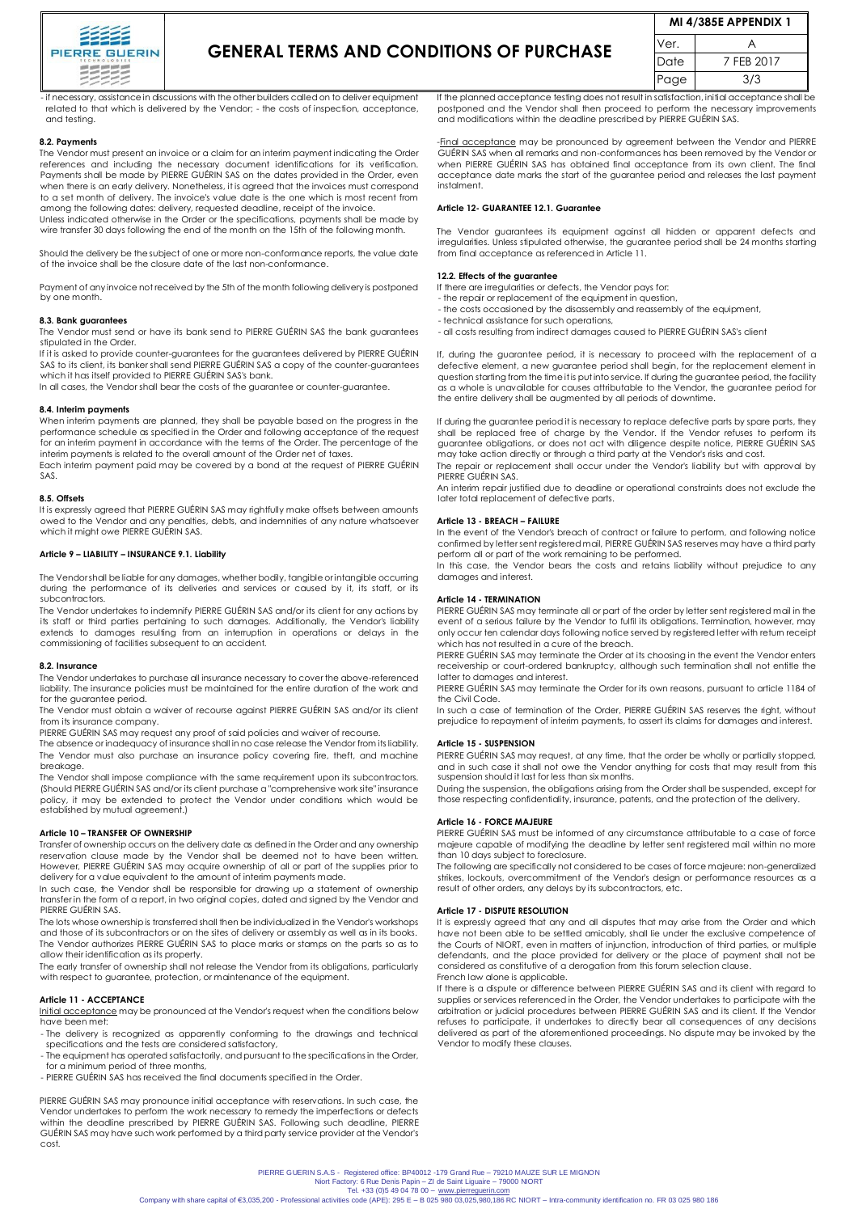- if necessary, assistance in discussions with the other builders called on to deliver equipment related to that which is delivered by the Vendor; - the costs of inspection, acceptance, and testing.

#### 8.2. Payments

The Vendor must present an invoice or a claim for an interim payment indicating the Order references and including the necessary document identifications for its verification. Payments shall be made by PIERRE GUÉRIN SAS on the dates provided in the Order, even when there is an early delivery. Nonetheless, it is agreed that the invoices must correspond to a set month of delivery. The invoice's value date is the one which is most recent from among the following dates: delivery, requested deadline, receipt of the invoice.

Unless indicated otherwise in the Order or the specifications, payments shall be made by wire transfer 30 days following the end of the month on the 15th of the following month.

Should the delivery be the subject of one or more non-conformance reports, the value date of the invoice shall be the closure date of the last non-conformance.

Payment of any invoice not received by the 5th of the month following delivery is postponed by one month.

#### 8.3. Bank guarantees

The Vendor must send or have its bank send to PIERRE GUÉRIN SAS the bank guarantees stipulated in the Order.

If it is asked to provide counter-guarantees for the guarantees delivered by PIERRE GUÉRIN SAS to its client, its banker shall send PIERRE GUÉRIN SAS a copy of the counter-guarantees which it has itself provided to PIERRE GUÉRIN SAS's bank.

In all cases, the Vendor shall bear the costs of the guarantee or counter-guarantee.

#### 8.4. Interim payments

When interim payments are planned, they shall be payable based on the progress in the performance schedule as specified in the Order and following acceptance of the request for an interim payment in accordance with the terms of the Order. The percentage of the interim payments is related to the overall amount of the Order net of taxes.

Each interim payment paid may be covered by a bond at the request of PIERRE GUÉRIN SAS.

#### 8.5. Offsets

It is expressly agreed that PIERRE GUÉRIN SAS may rightfully make offsets between amounts owed to the Vendor and any penalties, debts, and indemnities of any nature whatsoever which it might owe PIERRE GUÉRIN SAS.

#### Article 9 – LIABILITY – INSURANCE 9.1. Liability

The Vendor shall be liable for any damages, whether bodily, tangible or intangible occurring during the performance of its deliveries and services or caused by it, its staff, or its subcontractors.

The Vendor undertakes to indemnify PIERRE GUÉRIN SAS and/or its client for any actions by its staff or third parties pertaining to such damages. Additionally, the Vendor's liability extends to damages resulting from an interruption in operations or delays in the commissioning of facilities subsequent to an accident.

#### 8.2. Insurance

The Vendor undertakes to purchase all insurance necessary to cover the above-referenced liability. The insurance policies must be maintained for the entire duration of the work and for the guarantee period.

The Vendor must obtain a waiver of recourse against PIERRE GUÉRIN SAS and/or its client from its insurance company.

PIERRE GUÉRIN SAS may request any proof of said policies and waiver of recourse.

The absence or inadequacy of insurance shall in no case release the Vendor from its liability.

The Vendor must also purchase an insurance policy covering fire, theft, and machine breakage.

The Vendor shall impose compliance with the same requirement upon its subcontractors. (Should PIERRE GUÉRIN SAS and/or its client purchase a "comprehensive work site" insurance policy, it may be extended to protect the Vendor under conditions which would be established by mutual agreement.)

#### Article 10 – TRANSFER OF OWNERSHIP

Transfer of ownership occurs on the delivery date as defined in the Order and any ownership reservation clause made by the Vendor shall be deemed not to have been written. However, PIERRE GUÉRIN SAS may acquire ownership of all or part of the supplies prior to delivery for a value equivalent to the amount of interim payments made.

In such case, the Vendor shall be responsible for drawing up a statement of ownership transfer in the form of a report, in two original copies, dated and signed by the Vendor and PIERRE GUÉRIN SAS.

The lots whose ownership is transferred shall then be individualized in the Vendor's workshops and those of its subcontractors or on the sites of delivery or assembly as well as in its books. The Vendor authorizes PIERRE GUÉRIN SAS to place marks or stamps on the parts so as to allow their identification as its property.

The early transfer of ownership shall not release the Vendor from its obligations, particularly with respect to guarantee, protection, or maintenance of the equipment.

#### Article 11 - ACCEPTANCE

Initial acceptance may be pronounced at the Vendor's request when the conditions below have been met:

- The delivery is recognized as apparently conforming to the drawings and technical specifications and the tests are considered satisfactory,
- The equipment has operated satisfactorily, and pursuant to the specifications in the Order, for a minimum period of three months,
- PIERRE GUÉRIN SAS has received the final documents specified in the Order.

PIERRE GUÉRIN SAS may pronounce initial acceptance with reservations. In such case, the Vendor undertakes to perform the work necessary to remedy the imperfections or defects within the deadline prescribed by PIERRE GUÉRIN SAS. Following such deadline, PIERRE GUÉRIN SAS may have such work performed by a third party service provider at the Vendor's cost.

If the planned acceptance testing does not result in satisfaction, initial acceptance shall be postponed and the Vendor shall then proceed to perform the necessary improvements and modifications within the deadline prescribed by PIERRE GUÉRIN SAS.

-Final acceptance may be pronounced by agreement between the Vendor and PIERRE GUÉRIN SAS when all remarks and non-conformances has been removed by the Vendor or when PIERRE GUÉRIN SAS has obtained final acceptance from its own client. The final acceptance date marks the start of the guarantee period and releases the last payment instalment.

#### Article 12- GUARANTEE 12.1. Guarantee

The Vendor guarantees its equipment against all hidden or apparent defects and irregularities. Unless stipulated otherwise, the guarantee period shall be 24 months starting from final acceptance as referenced in Article 11.

#### 12.2. Effects of the guarantee

If there are irregularities or defects, the Vendor pays for:

- the repair or replacement of the equipment in question,
- the costs occasioned by the disassembly and reassembly of the equipment,
- technical assistance for such operations,
- all costs resulting from indirect damages caused to PIERRE GUÉRIN SAS's client

If, during the guarantee period, it is necessary to proceed with the replacement of a defective element, a new guarantee period shall begin, for the replacement element in question starting from the time it is put into service. If during the guarantee period, the facility as a whole is unavailable for causes attributable to the Vendor, the guarantee period for the entire delivery shall be augmented by all periods of downtime.

If during the guarantee period it is necessary to replace defective parts by spare parts, they shall be replaced free of charge by the Vendor. If the Vendor refuses to perform its guarantee obligations, or does not act with diligence despite notice, PIERRE GUÉRIN SAS may take action directly or through a third party at the Vendor's risks and cost.

The repair or replacement shall occur under the Vendor's liability but with approval by PIERRE GUÉRIN SAS.

An interim repair justified due to deadline or operational constraints does not exclude the later total replacement of defective parts.

#### Article 13 - BREACH – FAILURE

In the event of the Vendor's breach of contract or failure to perform, and following notice confirmed by letter sent registered mail, PIERRE GUÉRIN SAS reserves may have a third party perform all or part of the work remaining to be performed.

In this case, the Vendor bears the costs and retains liability without prejudice to any damages and interest.

#### Article 14 - TERMINATION

PIERRE GUÉRIN SAS may terminate all or part of the order by letter sent registered mail in the event of a serious failure by the Vendor to fulfil its obligations. Termination, however, may only occur ten calendar days following notice served by registered letter with return receipt which has not resulted in a cure of the breach.

PIERRE GUÉRIN SAS may terminate the Order at its choosing in the event the Vendor enters receivership or court-ordered bankruptcy, although such termination shall not entitle the latter to damages and interest.

PIERRE GUÉRIN SAS may terminate the Order for its own reasons, pursuant to article 1184 of the Civil Code.

In such a case of termination of the Order, PIERRE GUÉRIN SAS reserves the right, without prejudice to repayment of interim payments, to assert its claims for damages and interest.

#### Article 15 - SUSPENSION

PIERRE GUÉRIN SAS may request, at any time, that the order be wholly or partially stopped, and in such case it shall not owe the Vendor anything for costs that may result from this suspension should it last for less than six months.

During the suspension, the obligations arising from the Order shall be suspended, except for those respecting confidentiality, insurance, patents, and the protection of the delivery.

#### Article 16 - FORCE MAJEURE

PIERRE GUÉRIN SAS must be informed of any circumstance attributable to a case of force majeure capable of modifying the deadline by letter sent registered mail within no more than 10 days subject to foreclosure.

The following are specifically not considered to be cases of force majeure: non-generalized strikes, lockouts, overcommitment of the Vendor's design or performance resources as a result of other orders, any delays by its subcontractors, etc.

#### Article 17 - DISPUTE RESOLUTION

It is expressly agreed that any and all disputes that may arise from the Order and which have not been able to be settled amicably, shall lie under the exclusive competence of the Courts of NIORT, even in matters of injunction, introduction of third parties, or multiple defendants, and the place provided for delivery or the place of payment shall not be considered as constitutive of a derogation from this forum selection clause.

French law alone is applicable.

If there is a dispute or difference between PIERRE GUÉRIN SAS and its client with regard to supplies or services referenced in the Order, the Vendor undertakes to participate with the arbitration or judicial procedures between PIERRE GUÉRIN SAS and its client. If the Vendor refuses to participate, it undertakes to directly bear all consequences of any decisions delivered as part of the aforementioned proceedings. No dispute may be invoked by the Vendor to modify these clauses.